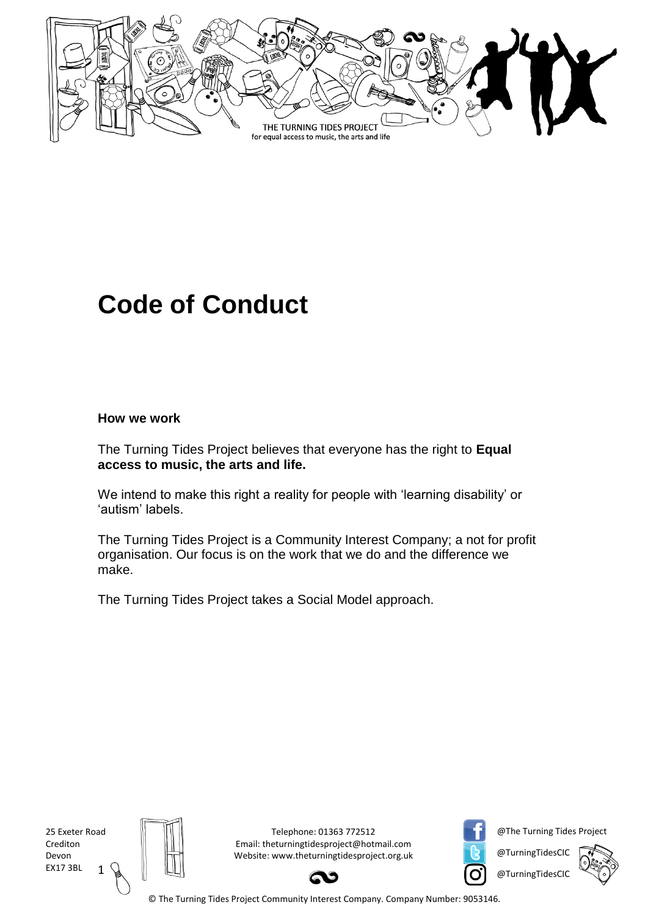# Code of Conduct

**How we work**

The Turning Tides Project believes that everyone has the right to **Equal access to music, the arts and life.**

We intend to make this right a reality for people with 'learning disability' or 'autism' labels.

The Turning Tides Project is a Community Interest Company; a not for profit organisation. Our focus is on the work that we do and the difference we make.

The Turning Tides Project takes a Social Model approach.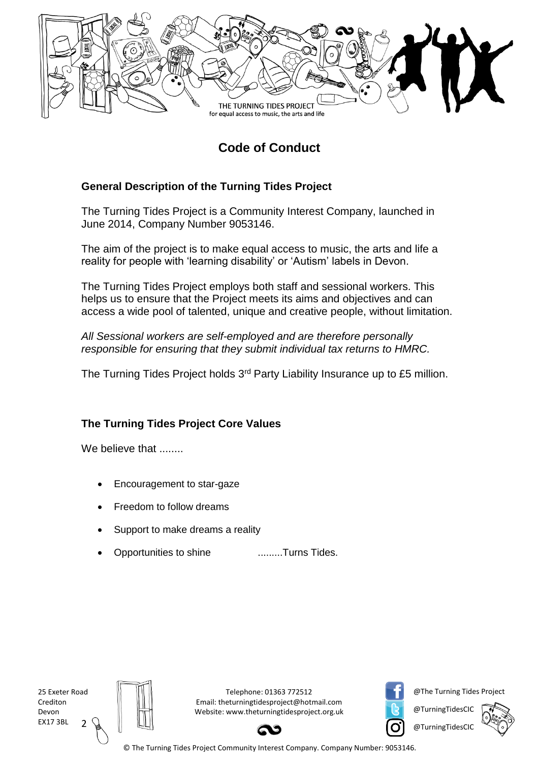# Code of Conduct

## General Description of the Turning Tides Project

The Turning Tides Project is a Community Interest Company, launched in June 2014, Company Number 9053146.

The aim of the project is to make equal access to music, the arts and life a reality for people with 'learning disability' or 'Autism' labels in Devon.

The Turning Tides Project employs both staff and sessional workers. This helps us to ensure that the Project meets its aims and objectives and can access a wide pool of talented, unique and creative people, without limitation.

*All Sessional workers are self-employed and are therefore personally responsible for ensuring that they submit individual tax returns to HMRC.*

The Turning Tides Project holds 3rd Party Liability Insurance up to £5 million.

## The Turning Tides Project Core Values

We believe that ........

- Encouragement to star-gaze
- Freedom to follow dreams
- Support to make dreams a reality
- Opportunities to shine .........Turns Tides.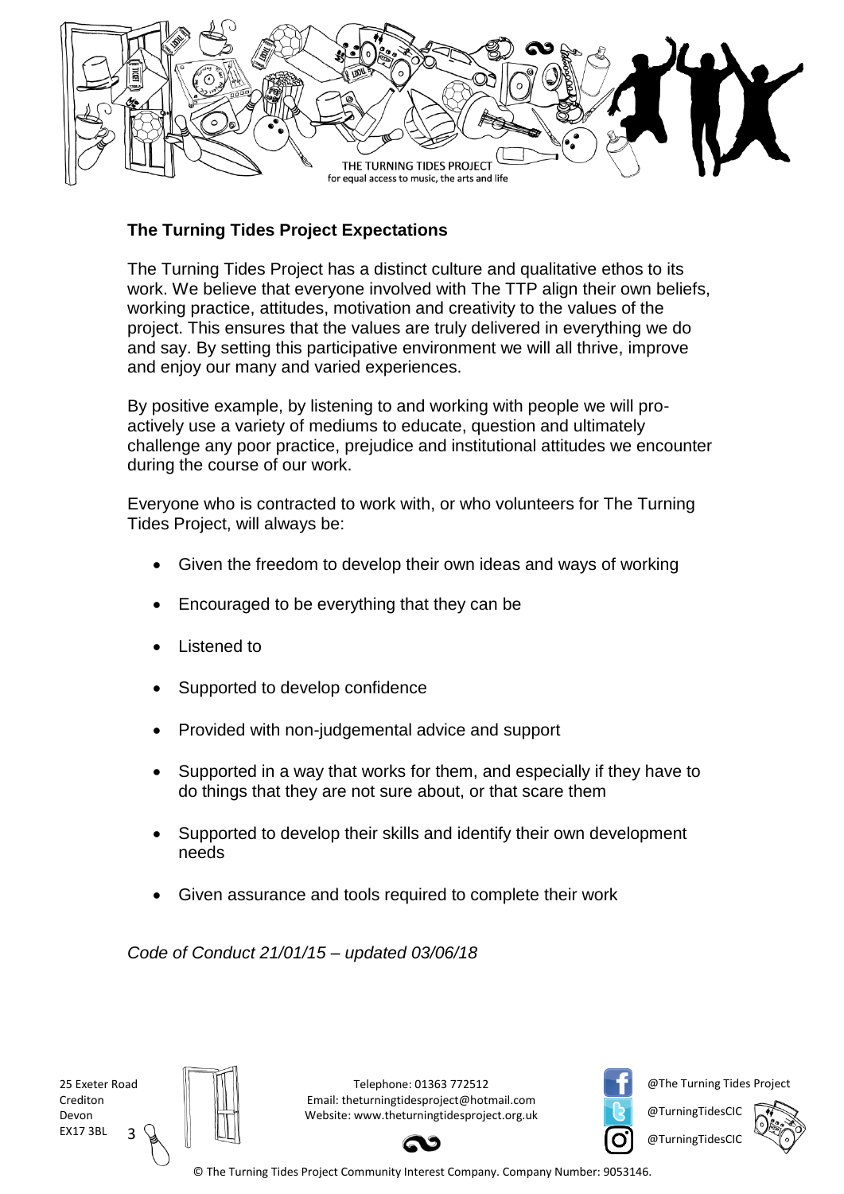## The Turning Tides Project Expectations

The Turning Tides Project has a distinct culture and qualitative ethos to its work. We believe that everyone involved with The TTP align their own beliefs, working practice, attitudes, motivation and creativity to the values of the project. This ensures that the values are truly delivered in everything we do and say. By setting this participative environment we will all thrive, improve and enjoy our many and varied experiences.

By positive example, by listening to and working with people we will pro-actively use a variety of mediums to educate, question and ultimately challenge any poor practice, prejudice and institutional attitudes we encounter during the course of our work.

Everyone who is contracted to work with, or who volunteers for The Turning Tides Project, will always be:

- Given the freedom to develop their own ideas and ways of working
- Encouraged to be everything that they can be
- Listened to
- Supported to develop confidence
- Provided with non-judgemental advice and support
- Supported in a way that works for them, and especially if they have to do things that they are not sure about, or that scare them
- Supported to develop their skills and identify their own development needs
- Given assurance and tools required to complete their work

*Code of Conduct 21/01/15 – updated 03/06/18*